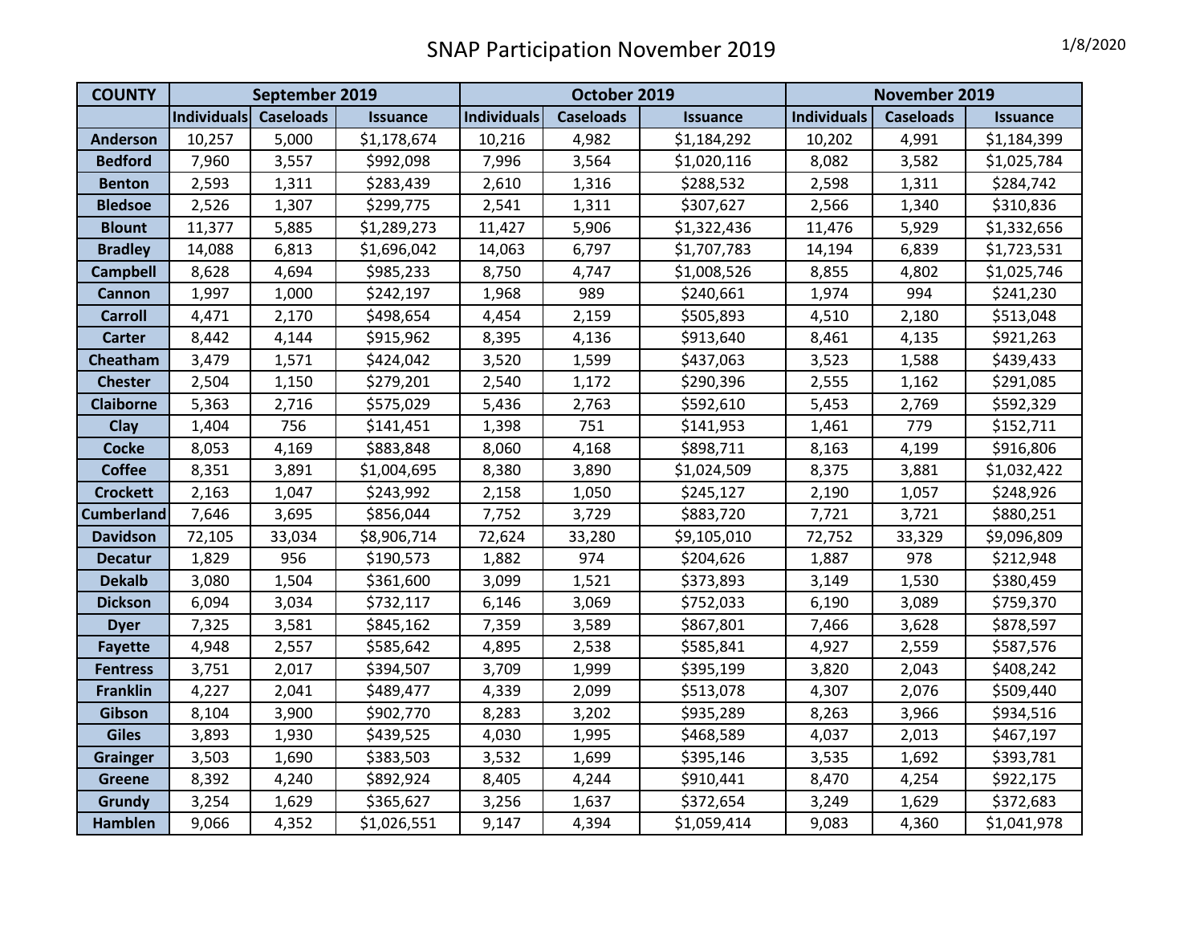# SNAP Participation November 2019

1/8/2020

| COUNTY | September 2019 | | | October 2019 | | | November 2019 | | |
|---|---|---|---|---|---|---|---|---|---|
| | Individuals | Caseloads | Issuance | Individuals | Caseloads | Issuance | Individuals | Caseloads | Issuance |
| Anderson | 10,257 | 5,000 | $1,178,674 | 10,216 | 4,982 | $1,184,292 | 10,202 | 4,991 | $1,184,399 |
| Bedford | 7,960 | 3,557 | $992,098 | 7,996 | 3,564 | $1,020,116 | 8,082 | 3,582 | $1,025,784 |
| Benton | 2,593 | 1,311 | $283,439 | 2,610 | 1,316 | $288,532 | 2,598 | 1,311 | $284,742 |
| Bledsoe | 2,526 | 1,307 | $299,775 | 2,541 | 1,311 | $307,627 | 2,566 | 1,340 | $310,836 |
| Blount | 11,377 | 5,885 | $1,289,273 | 11,427 | 5,906 | $1,322,436 | 11,476 | 5,929 | $1,332,656 |
| Bradley | 14,088 | 6,813 | $1,696,042 | 14,063 | 6,797 | $1,707,783 | 14,194 | 6,839 | $1,723,531 |
| Campbell | 8,628 | 4,694 | $985,233 | 8,750 | 4,747 | $1,008,526 | 8,855 | 4,802 | $1,025,746 |
| Cannon | 1,997 | 1,000 | $242,197 | 1,968 | 989 | $240,661 | 1,974 | 994 | $241,230 |
| Carroll | 4,471 | 2,170 | $498,654 | 4,454 | 2,159 | $505,893 | 4,510 | 2,180 | $513,048 |
| Carter | 8,442 | 4,144 | $915,962 | 8,395 | 4,136 | $913,640 | 8,461 | 4,135 | $921,263 |
| Cheatham | 3,479 | 1,571 | $424,042 | 3,520 | 1,599 | $437,063 | 3,523 | 1,588 | $439,433 |
| Chester | 2,504 | 1,150 | $279,201 | 2,540 | 1,172 | $290,396 | 2,555 | 1,162 | $291,085 |
| Claiborne | 5,363 | 2,716 | $575,029 | 5,436 | 2,763 | $592,610 | 5,453 | 2,769 | $592,329 |
| Clay | 1,404 | 756 | $141,451 | 1,398 | 751 | $141,953 | 1,461 | 779 | $152,711 |
| Cocke | 8,053 | 4,169 | $883,848 | 8,060 | 4,168 | $898,711 | 8,163 | 4,199 | $916,806 |
| Coffee | 8,351 | 3,891 | $1,004,695 | 8,380 | 3,890 | $1,024,509 | 8,375 | 3,881 | $1,032,422 |
| Crockett | 2,163 | 1,047 | $243,992 | 2,158 | 1,050 | $245,127 | 2,190 | 1,057 | $248,926 |
| Cumberland | 7,646 | 3,695 | $856,044 | 7,752 | 3,729 | $883,720 | 7,721 | 3,721 | $880,251 |
| Davidson | 72,105 | 33,034 | $8,906,714 | 72,624 | 33,280 | $9,105,010 | 72,752 | 33,329 | $9,096,809 |
| Decatur | 1,829 | 956 | $190,573 | 1,882 | 974 | $204,626 | 1,887 | 978 | $212,948 |
| Dekalb | 3,080 | 1,504 | $361,600 | 3,099 | 1,521 | $373,893 | 3,149 | 1,530 | $380,459 |
| Dickson | 6,094 | 3,034 | $732,117 | 6,146 | 3,069 | $752,033 | 6,190 | 3,089 | $759,370 |
| Dyer | 7,325 | 3,581 | $845,162 | 7,359 | 3,589 | $867,801 | 7,466 | 3,628 | $878,597 |
| Fayette | 4,948 | 2,557 | $585,642 | 4,895 | 2,538 | $585,841 | 4,927 | 2,559 | $587,576 |
| Fentress | 3,751 | 2,017 | $394,507 | 3,709 | 1,999 | $395,199 | 3,820 | 2,043 | $408,242 |
| Franklin | 4,227 | 2,041 | $489,477 | 4,339 | 2,099 | $513,078 | 4,307 | 2,076 | $509,440 |
| Gibson | 8,104 | 3,900 | $902,770 | 8,283 | 3,202 | $935,289 | 8,263 | 3,966 | $934,516 |
| Giles | 3,893 | 1,930 | $439,525 | 4,030 | 1,995 | $468,589 | 4,037 | 2,013 | $467,197 |
| Grainger | 3,503 | 1,690 | $383,503 | 3,532 | 1,699 | $395,146 | 3,535 | 1,692 | $393,781 |
| Greene | 8,392 | 4,240 | $892,924 | 8,405 | 4,244 | $910,441 | 8,470 | 4,254 | $922,175 |
| Grundy | 3,254 | 1,629 | $365,627 | 3,256 | 1,637 | $372,654 | 3,249 | 1,629 | $372,683 |
| Hamblen | 9,066 | 4,352 | $1,026,551 | 9,147 | 4,394 | $1,059,414 | 9,083 | 4,360 | $1,041,978 |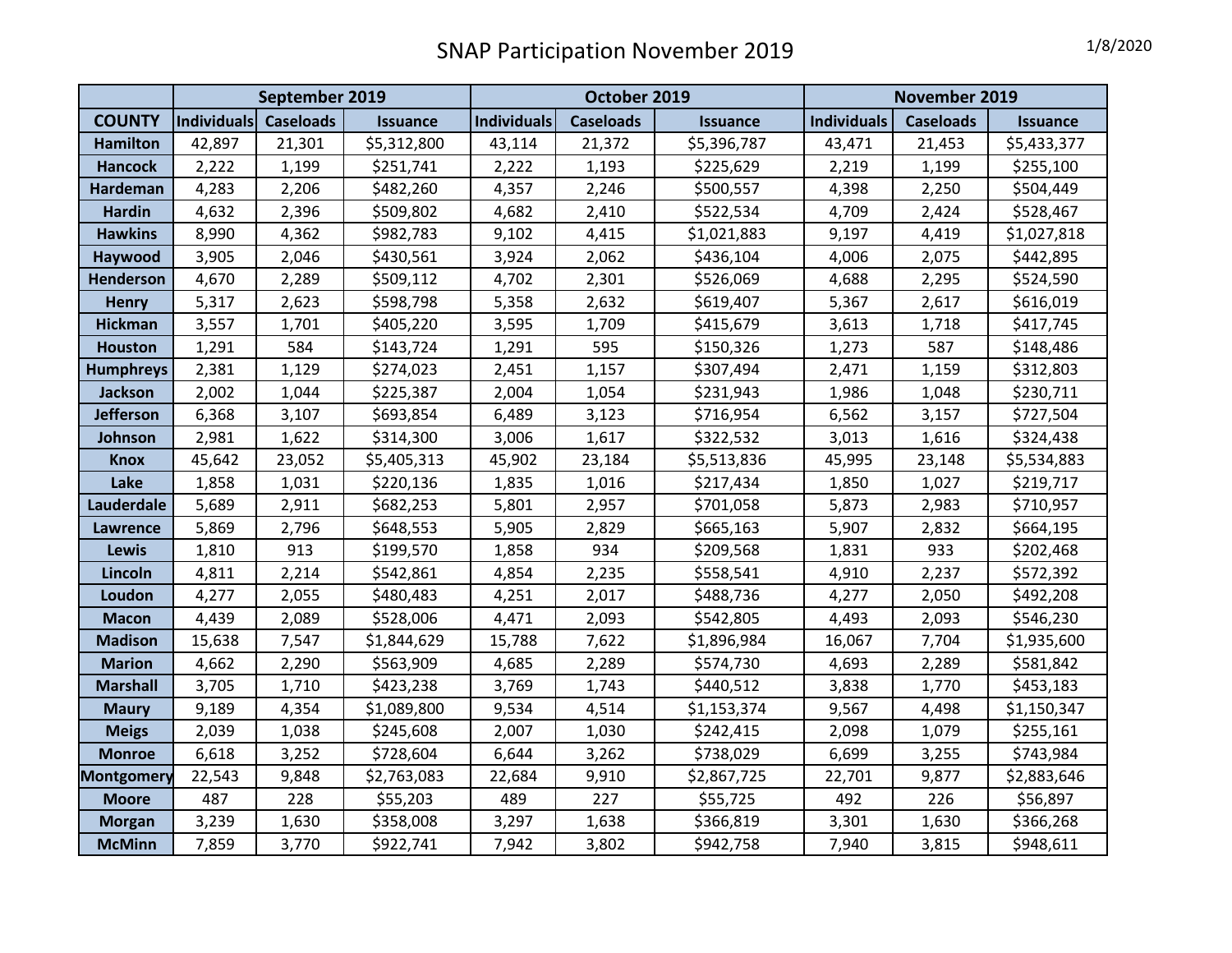# SNAP Participation November 2019

1/8/2020

| | September 2019 | | | October 2019 | | | November 2019 | | |
|---|---|---|---|---|---|---|---|---|---|
| COUNTY | Individuals | Caseloads | Issuance | Individuals | Caseloads | Issuance | Individuals | Caseloads | Issuance |
| Hamilton | 42,897 | 21,301 | $5,312,800 | 43,114 | 21,372 | $5,396,787 | 43,471 | 21,453 | $5,433,377 |
| Hancock | 2,222 | 1,199 | $251,741 | 2,222 | 1,193 | $225,629 | 2,219 | 1,199 | $255,100 |
| Hardeman | 4,283 | 2,206 | $482,260 | 4,357 | 2,246 | $500,557 | 4,398 | 2,250 | $504,449 |
| Hardin | 4,632 | 2,396 | $509,802 | 4,682 | 2,410 | $522,534 | 4,709 | 2,424 | $528,467 |
| Hawkins | 8,990 | 4,362 | $982,783 | 9,102 | 4,415 | $1,021,883 | 9,197 | 4,419 | $1,027,818 |
| Haywood | 3,905 | 2,046 | $430,561 | 3,924 | 2,062 | $436,104 | 4,006 | 2,075 | $442,895 |
| Henderson | 4,670 | 2,289 | $509,112 | 4,702 | 2,301 | $526,069 | 4,688 | 2,295 | $524,590 |
| Henry | 5,317 | 2,623 | $598,798 | 5,358 | 2,632 | $619,407 | 5,367 | 2,617 | $616,019 |
| Hickman | 3,557 | 1,701 | $405,220 | 3,595 | 1,709 | $415,679 | 3,613 | 1,718 | $417,745 |
| Houston | 1,291 | 584 | $143,724 | 1,291 | 595 | $150,326 | 1,273 | 587 | $148,486 |
| Humphreys | 2,381 | 1,129 | $274,023 | 2,451 | 1,157 | $307,494 | 2,471 | 1,159 | $312,803 |
| Jackson | 2,002 | 1,044 | $225,387 | 2,004 | 1,054 | $231,943 | 1,986 | 1,048 | $230,711 |
| Jefferson | 6,368 | 3,107 | $693,854 | 6,489 | 3,123 | $716,954 | 6,562 | 3,157 | $727,504 |
| Johnson | 2,981 | 1,622 | $314,300 | 3,006 | 1,617 | $322,532 | 3,013 | 1,616 | $324,438 |
| Knox | 45,642 | 23,052 | $5,405,313 | 45,902 | 23,184 | $5,513,836 | 45,995 | 23,148 | $5,534,883 |
| Lake | 1,858 | 1,031 | $220,136 | 1,835 | 1,016 | $217,434 | 1,850 | 1,027 | $219,717 |
| Lauderdale | 5,689 | 2,911 | $682,253 | 5,801 | 2,957 | $701,058 | 5,873 | 2,983 | $710,957 |
| Lawrence | 5,869 | 2,796 | $648,553 | 5,905 | 2,829 | $665,163 | 5,907 | 2,832 | $664,195 |
| Lewis | 1,810 | 913 | $199,570 | 1,858 | 934 | $209,568 | 1,831 | 933 | $202,468 |
| Lincoln | 4,811 | 2,214 | $542,861 | 4,854 | 2,235 | $558,541 | 4,910 | 2,237 | $572,392 |
| Loudon | 4,277 | 2,055 | $480,483 | 4,251 | 2,017 | $488,736 | 4,277 | 2,050 | $492,208 |
| Macon | 4,439 | 2,089 | $528,006 | 4,471 | 2,093 | $542,805 | 4,493 | 2,093 | $546,230 |
| Madison | 15,638 | 7,547 | $1,844,629 | 15,788 | 7,622 | $1,896,984 | 16,067 | 7,704 | $1,935,600 |
| Marion | 4,662 | 2,290 | $563,909 | 4,685 | 2,289 | $574,730 | 4,693 | 2,289 | $581,842 |
| Marshall | 3,705 | 1,710 | $423,238 | 3,769 | 1,743 | $440,512 | 3,838 | 1,770 | $453,183 |
| Maury | 9,189 | 4,354 | $1,089,800 | 9,534 | 4,514 | $1,153,374 | 9,567 | 4,498 | $1,150,347 |
| Meigs | 2,039 | 1,038 | $245,608 | 2,007 | 1,030 | $242,415 | 2,098 | 1,079 | $255,161 |
| Monroe | 6,618 | 3,252 | $728,604 | 6,644 | 3,262 | $738,029 | 6,699 | 3,255 | $743,984 |
| Montgomery | 22,543 | 9,848 | $2,763,083 | 22,684 | 9,910 | $2,867,725 | 22,701 | 9,877 | $2,883,646 |
| Moore | 487 | 228 | $55,203 | 489 | 227 | $55,725 | 492 | 226 | $56,897 |
| Morgan | 3,239 | 1,630 | $358,008 | 3,297 | 1,638 | $366,819 | 3,301 | 1,630 | $366,268 |
| McMinn | 7,859 | 3,770 | $922,741 | 7,942 | 3,802 | $942,758 | 7,940 | 3,815 | $948,611 |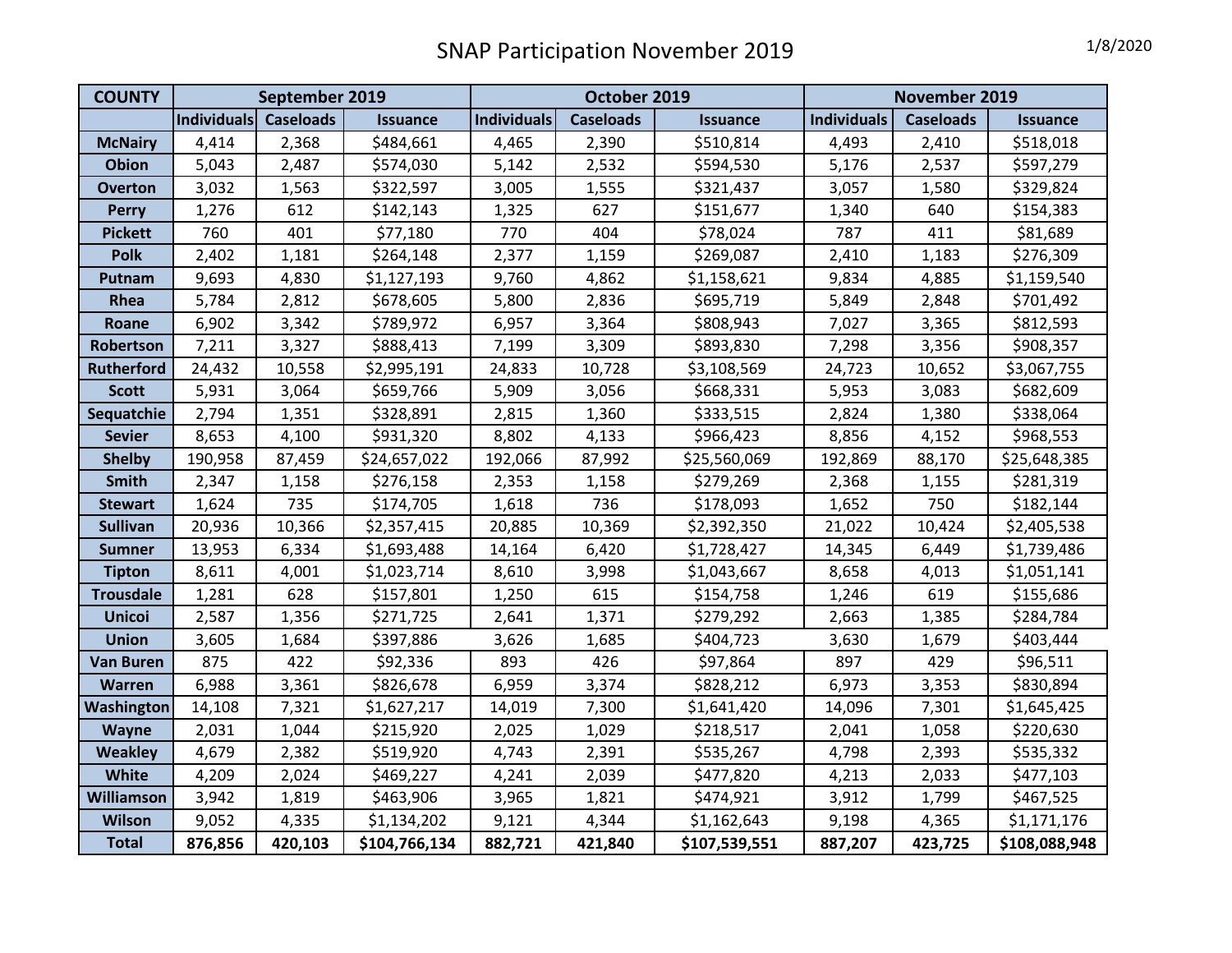# SNAP Participation November 2019

1/8/2020

| COUNTY | September 2019 | | | October 2019 | | | November 2019 | | |
|---|---|---|---|---|---|---|---|---|---|
| | Individuals | Caseloads | Issuance | Individuals | Caseloads | Issuance | Individuals | Caseloads | Issuance |
| McNairy | 4,414 | 2,368 | $484,661 | 4,465 | 2,390 | $510,814 | 4,493 | 2,410 | $518,018 |
| Obion | 5,043 | 2,487 | $574,030 | 5,142 | 2,532 | $594,530 | 5,176 | 2,537 | $597,279 |
| Overton | 3,032 | 1,563 | $322,597 | 3,005 | 1,555 | $321,437 | 3,057 | 1,580 | $329,824 |
| Perry | 1,276 | 612 | $142,143 | 1,325 | 627 | $151,677 | 1,340 | 640 | $154,383 |
| Pickett | 760 | 401 | $77,180 | 770 | 404 | $78,024 | 787 | 411 | $81,689 |
| Polk | 2,402 | 1,181 | $264,148 | 2,377 | 1,159 | $269,087 | 2,410 | 1,183 | $276,309 |
| Putnam | 9,693 | 4,830 | $1,127,193 | 9,760 | 4,862 | $1,158,621 | 9,834 | 4,885 | $1,159,540 |
| Rhea | 5,784 | 2,812 | $678,605 | 5,800 | 2,836 | $695,719 | 5,849 | 2,848 | $701,492 |
| Roane | 6,902 | 3,342 | $789,972 | 6,957 | 3,364 | $808,943 | 7,027 | 3,365 | $812,593 |
| Robertson | 7,211 | 3,327 | $888,413 | 7,199 | 3,309 | $893,830 | 7,298 | 3,356 | $908,357 |
| Rutherford | 24,432 | 10,558 | $2,995,191 | 24,833 | 10,728 | $3,108,569 | 24,723 | 10,652 | $3,067,755 |
| Scott | 5,931 | 3,064 | $659,766 | 5,909 | 3,056 | $668,331 | 5,953 | 3,083 | $682,609 |
| Sequatchie | 2,794 | 1,351 | $328,891 | 2,815 | 1,360 | $333,515 | 2,824 | 1,380 | $338,064 |
| Sevier | 8,653 | 4,100 | $931,320 | 8,802 | 4,133 | $966,423 | 8,856 | 4,152 | $968,553 |
| Shelby | 190,958 | 87,459 | $24,657,022 | 192,066 | 87,992 | $25,560,069 | 192,869 | 88,170 | $25,648,385 |
| Smith | 2,347 | 1,158 | $276,158 | 2,353 | 1,158 | $279,269 | 2,368 | 1,155 | $281,319 |
| Stewart | 1,624 | 735 | $174,705 | 1,618 | 736 | $178,093 | 1,652 | 750 | $182,144 |
| Sullivan | 20,936 | 10,366 | $2,357,415 | 20,885 | 10,369 | $2,392,350 | 21,022 | 10,424 | $2,405,538 |
| Sumner | 13,953 | 6,334 | $1,693,488 | 14,164 | 6,420 | $1,728,427 | 14,345 | 6,449 | $1,739,486 |
| Tipton | 8,611 | 4,001 | $1,023,714 | 8,610 | 3,998 | $1,043,667 | 8,658 | 4,013 | $1,051,141 |
| Trousdale | 1,281 | 628 | $157,801 | 1,250 | 615 | $154,758 | 1,246 | 619 | $155,686 |
| Unicoi | 2,587 | 1,356 | $271,725 | 2,641 | 1,371 | $279,292 | 2,663 | 1,385 | $284,784 |
| Union | 3,605 | 1,684 | $397,886 | 3,626 | 1,685 | $404,723 | 3,630 | 1,679 | $403,444 |
| Van Buren | 875 | 422 | $92,336 | 893 | 426 | $97,864 | 897 | 429 | $96,511 |
| Warren | 6,988 | 3,361 | $826,678 | 6,959 | 3,374 | $828,212 | 6,973 | 3,353 | $830,894 |
| Washington | 14,108 | 7,321 | $1,627,217 | 14,019 | 7,300 | $1,641,420 | 14,096 | 7,301 | $1,645,425 |
| Wayne | 2,031 | 1,044 | $215,920 | 2,025 | 1,029 | $218,517 | 2,041 | 1,058 | $220,630 |
| Weakley | 4,679 | 2,382 | $519,920 | 4,743 | 2,391 | $535,267 | 4,798 | 2,393 | $535,332 |
| White | 4,209 | 2,024 | $469,227 | 4,241 | 2,039 | $477,820 | 4,213 | 2,033 | $477,103 |
| Williamson | 3,942 | 1,819 | $463,906 | 3,965 | 1,821 | $474,921 | 3,912 | 1,799 | $467,525 |
| Wilson | 9,052 | 4,335 | $1,134,202 | 9,121 | 4,344 | $1,162,643 | 9,198 | 4,365 | $1,171,176 |
| **Total** | **876,856** | **420,103** | **$104,766,134** | **882,721** | **421,840** | **$107,539,551** | **887,207** | **423,725** | **$108,088,948** |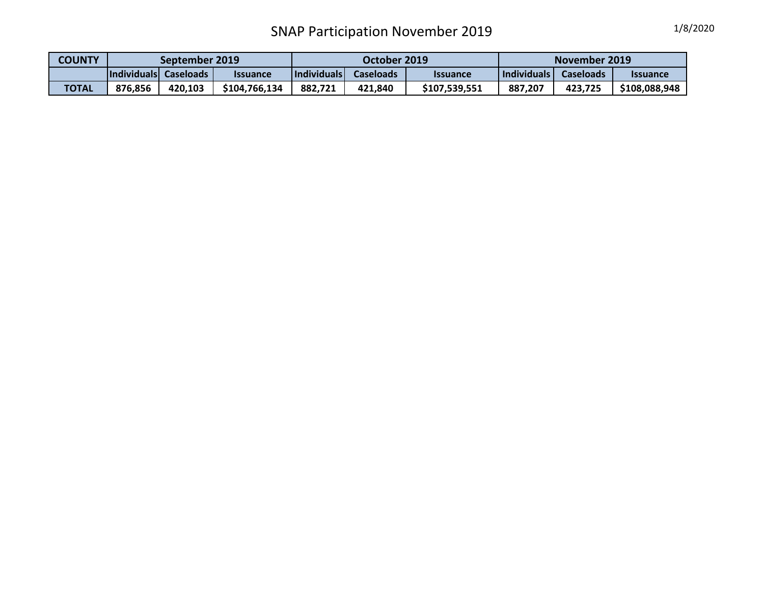# SNAP Participation November 2019

1/8/2020

| COUNTY | September 2019 | | | October 2019 | | | November 2019 | | |
|---|---|---|---|---|---|---|---|---|---|
| | Individuals | Caseloads | Issuance | Individuals | Caseloads | Issuance | Individuals | Caseloads | Issuance |
| TOTAL | 876,856 | 420,103 | $104,766,134 | 882,721 | 421,840 | $107,539,551 | 887,207 | 423,725 | $108,088,948 |